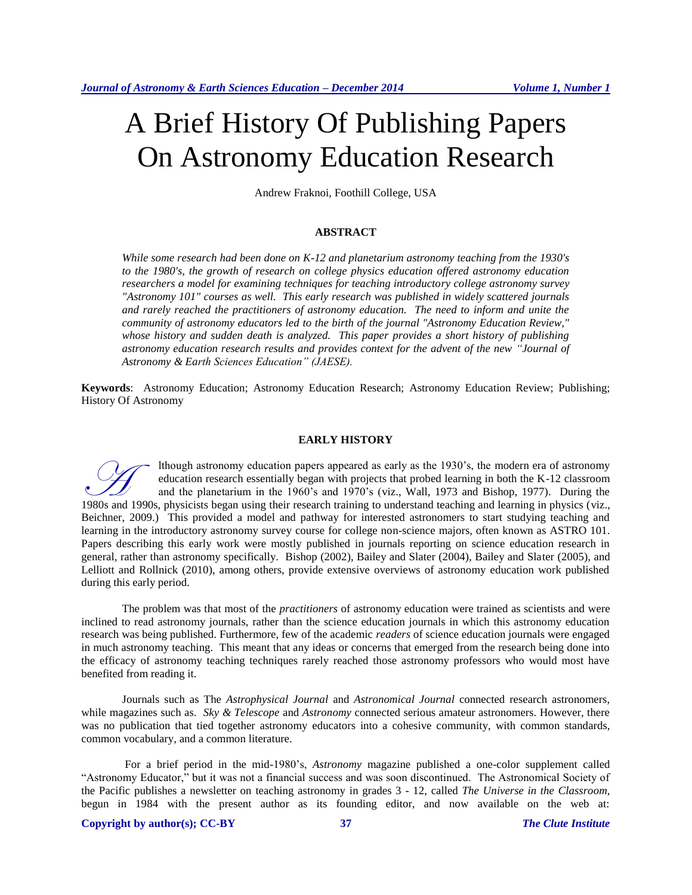# A Brief History Of Publishing Papers On Astronomy Education Research

Andrew Fraknoi, Foothill College, USA

## ABSTRACT

*While some research had been done on K-12 and planetarium astronomy teaching from the 1930's to the 1980's, the growth of research on college physics education offered astronomy education researchers a model for examining techniques for teaching introductory college astronomy survey "Astronomy 101" courses as well. This early research was published in widely scattered journals and rarely reached the practitioners of astronomy education. The need to inform and unite the community of astronomy educators led to the birth of the journal "Astronomy Education Review," whose history and sudden death is analyzed. This paper provides a short history of publishing astronomy education research results and provides context for the advent of the new "Journal of Astronomy & Earth Sciences Education" (JAESE).*

**Keywords**: Astronomy Education; Astronomy Education Research; Astronomy Education Review; Publishing; History Of Astronomy

## EARLY HISTORY

Although astronomy education papers appeared as early as the 1930's, the modern era of astronomy education research essentially began with projects that probed learning in both the K-12 classroom and the planetarium in the 1960's and 1970's (viz., Wall, 1973 and Bishop, 1977). During the 1980s and 1990s, physicists began using their research training to understand teaching and learning in physics (viz., Beichner, 2009.) This provided a model and pathway for interested astronomers to start studying teaching and learning in the introductory astronomy survey course for college non-science majors, often known as ASTRO 101. Papers describing this early work were mostly published in journals reporting on science education research in general, rather than astronomy specifically. Bishop (2002), Bailey and Slater (2004), Bailey and Slater (2005), and Lelliott and Rollnick (2010), among others, provide extensive overviews of astronomy education work published during this early period.

The problem was that most of the *practitioners* of astronomy education were trained as scientists and were inclined to read astronomy journals, rather than the science education journals in which this astronomy education research was being published. Furthermore, few of the academic *readers* of science education journals were engaged in much astronomy teaching. This meant that any ideas or concerns that emerged from the research being done into the efficacy of astronomy teaching techniques rarely reached those astronomy professors who would most have benefited from reading it.

Journals such as The *Astrophysical Journal* and *Astronomical Journal* connected research astronomers, while magazines such as. *Sky & Telescope* and *Astronomy* connected serious amateur astronomers. However, there was no publication that tied together astronomy educators into a cohesive community, with common standards, common vocabulary, and a common literature.

For a brief period in the mid-1980's, *Astronomy* magazine published a one-color supplement called "Astronomy Educator," but it was not a financial success and was soon discontinued. The Astronomical Society of the Pacific publishes a newsletter on teaching astronomy in grades 3 - 12, called *The Universe in the Classroom,* begun in 1984 with the present author as its founding editor, and now available on the web at: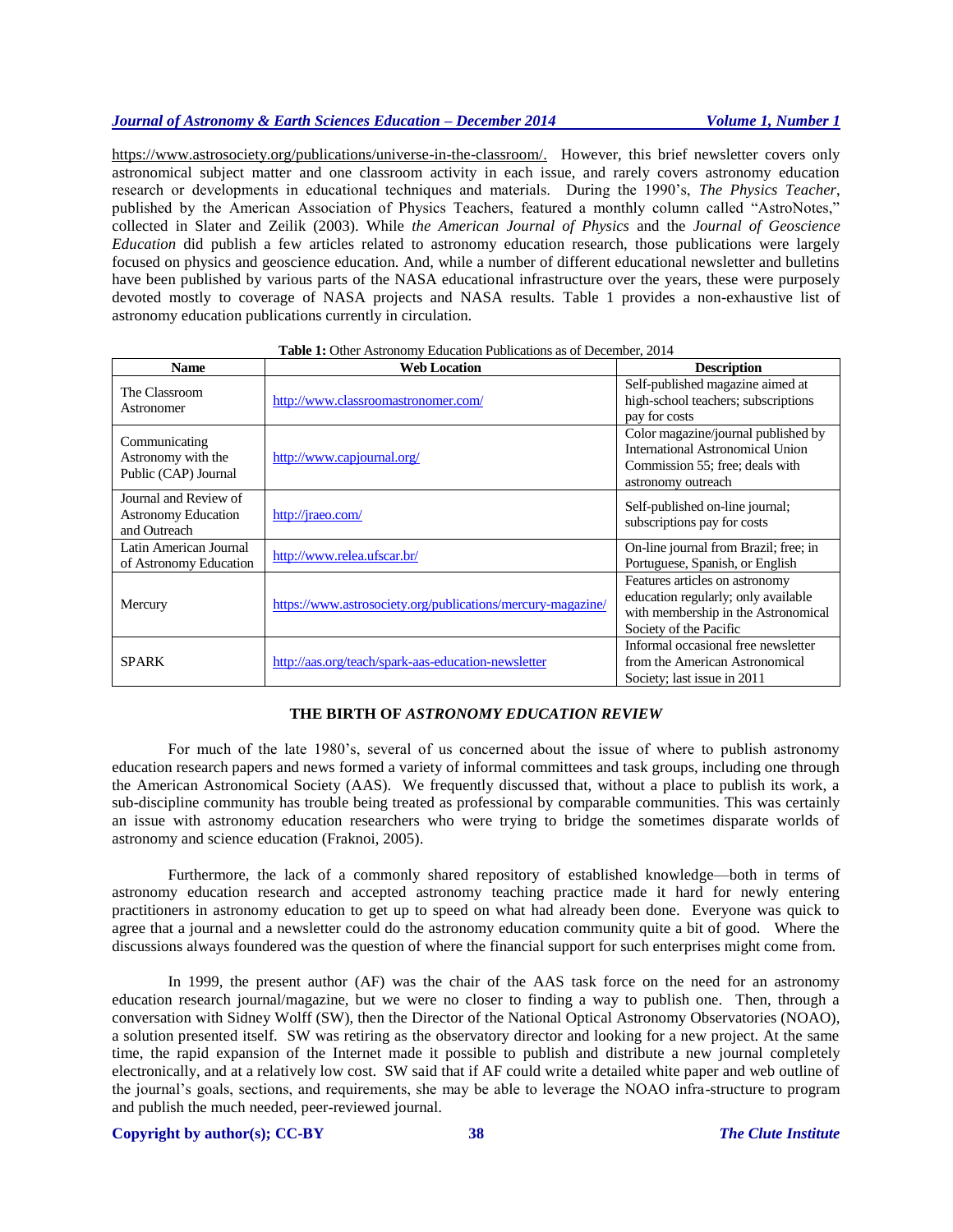https://www.astrosociety.org/publications/universe-in-the-classroom/. However, this brief newsletter covers only astronomical subject matter and one classroom activity in each issue, and rarely covers astronomy education research or developments in educational techniques and materials. During the 1990's, *The Physics Teacher*, published by the American Association of Physics Teachers, featured a monthly column called "AstroNotes," collected in Slater and Zeilik (2003). While *the American Journal of Physics* and the *Journal of Geoscience Education* did publish a few articles related to astronomy education research, those publications were largely focused on physics and geoscience education. And, while a number of different educational newsletter and bulletins have been published by various parts of the NASA educational infrastructure over the years, these were purposely devoted mostly to coverage of NASA projects and NASA results. Table 1 provides a non-exhaustive list of astronomy education publications currently in circulation.

**Table 1:** Other Astronomy Education Publications as of December, 2014

| Name | Web Location | Description |
|---|---|---|
| The Classroom Astronomer | http://www.classroomastronomer.com/ | Self-published magazine aimed at high-school teachers; subscriptions pay for costs |
| Communicating Astronomy with the Public (CAP) Journal | http://www.capjournal.org/ | Color magazine/journal published by International Astronomical Union Commission 55; free; deals with astronomy outreach |
| Journal and Review of Astronomy Education and Outreach | http://jraeo.com/ | Self-published on-line journal; subscriptions pay for costs |
| Latin American Journal of Astronomy Education | http://www.relea.ufscar.br/ | On-line journal from Brazil; free; in Portuguese, Spanish, or English |
| Mercury | https://www.astrosociety.org/publications/mercury-magazine/ | Features articles on astronomy education regularly; only available with membership in the Astronomical Society of the Pacific |
| SPARK | http://aas.org/teach/spark-aas-education-newsletter | Informal occasional free newsletter from the American Astronomical Society; last issue in 2011 |

## THE BIRTH OF *ASTRONOMY EDUCATION REVIEW*

For much of the late 1980's, several of us concerned about the issue of where to publish astronomy education research papers and news formed a variety of informal committees and task groups, including one through the American Astronomical Society (AAS). We frequently discussed that, without a place to publish its work, a sub-discipline community has trouble being treated as professional by comparable communities. This was certainly an issue with astronomy education researchers who were trying to bridge the sometimes disparate worlds of astronomy and science education (Fraknoi, 2005).

Furthermore, the lack of a commonly shared repository of established knowledge—both in terms of astronomy education research and accepted astronomy teaching practice made it hard for newly entering practitioners in astronomy education to get up to speed on what had already been done. Everyone was quick to agree that a journal and a newsletter could do the astronomy education community quite a bit of good. Where the discussions always foundered was the question of where the financial support for such enterprises might come from.

In 1999, the present author (AF) was the chair of the AAS task force on the need for an astronomy education research journal/magazine, but we were no closer to finding a way to publish one. Then, through a conversation with Sidney Wolff (SW), then the Director of the National Optical Astronomy Observatories (NOAO), a solution presented itself. SW was retiring as the observatory director and looking for a new project. At the same time, the rapid expansion of the Internet made it possible to publish and distribute a new journal completely electronically, and at a relatively low cost. SW said that if AF could write a detailed white paper and web outline of the journal's goals, sections, and requirements, she may be able to leverage the NOAO infra-structure to program and publish the much needed, peer-reviewed journal.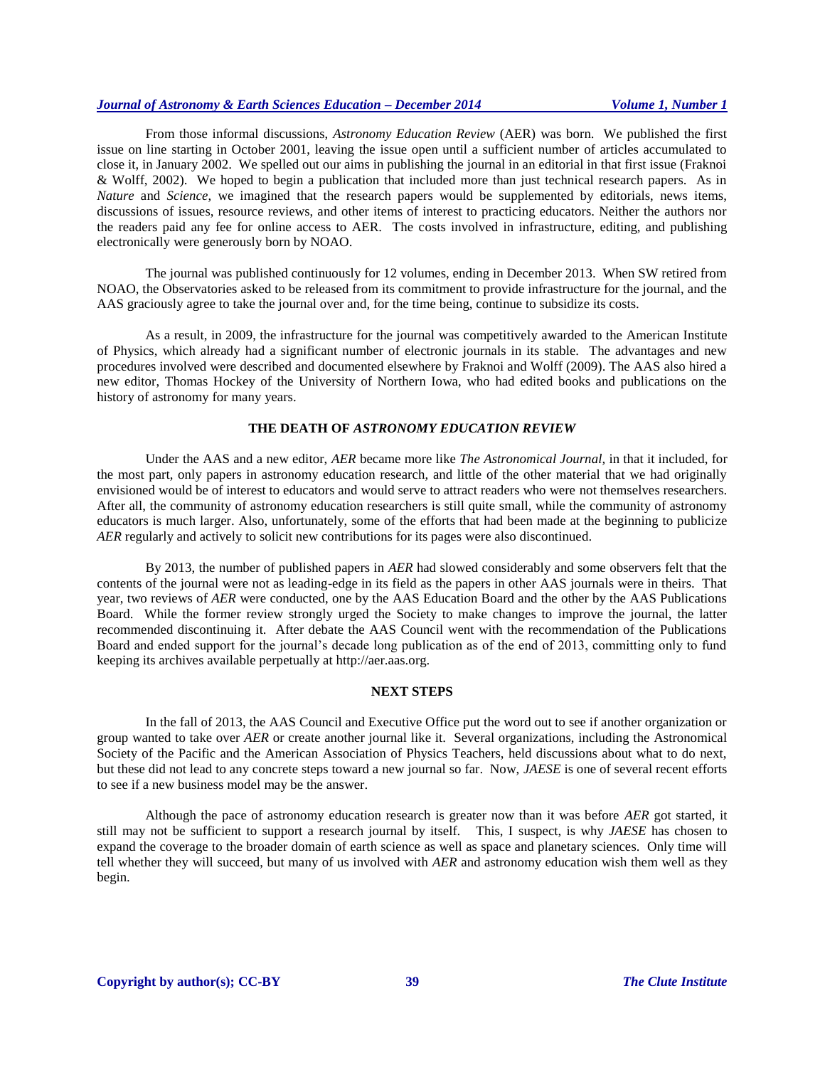From those informal discussions, *Astronomy Education Review* (AER) was born. We published the first issue on line starting in October 2001, leaving the issue open until a sufficient number of articles accumulated to close it, in January 2002. We spelled out our aims in publishing the journal in an editorial in that first issue (Fraknoi & Wolff, 2002). We hoped to begin a publication that included more than just technical research papers. As in *Nature* and *Science*, we imagined that the research papers would be supplemented by editorials, news items, discussions of issues, resource reviews, and other items of interest to practicing educators. Neither the authors nor the readers paid any fee for online access to AER. The costs involved in infrastructure, editing, and publishing electronically were generously born by NOAO.

The journal was published continuously for 12 volumes, ending in December 2013. When SW retired from NOAO, the Observatories asked to be released from its commitment to provide infrastructure for the journal, and the AAS graciously agree to take the journal over and, for the time being, continue to subsidize its costs.

As a result, in 2009, the infrastructure for the journal was competitively awarded to the American Institute of Physics, which already had a significant number of electronic journals in its stable. The advantages and new procedures involved were described and documented elsewhere by Fraknoi and Wolff (2009). The AAS also hired a new editor, Thomas Hockey of the University of Northern Iowa, who had edited books and publications on the history of astronomy for many years.

## THE DEATH OF *ASTRONOMY EDUCATION REVIEW*

Under the AAS and a new editor, *AER* became more like *The Astronomical Journal,* in that it included, for the most part, only papers in astronomy education research, and little of the other material that we had originally envisioned would be of interest to educators and would serve to attract readers who were not themselves researchers. After all, the community of astronomy education researchers is still quite small, while the community of astronomy educators is much larger. Also, unfortunately, some of the efforts that had been made at the beginning to publicize *AER* regularly and actively to solicit new contributions for its pages were also discontinued.

By 2013, the number of published papers in *AER* had slowed considerably and some observers felt that the contents of the journal were not as leading-edge in its field as the papers in other AAS journals were in theirs. That year, two reviews of *AER* were conducted, one by the AAS Education Board and the other by the AAS Publications Board. While the former review strongly urged the Society to make changes to improve the journal, the latter recommended discontinuing it. After debate the AAS Council went with the recommendation of the Publications Board and ended support for the journal's decade long publication as of the end of 2013, committing only to fund keeping its archives available perpetually at http://aer.aas.org.

## NEXT STEPS

In the fall of 2013, the AAS Council and Executive Office put the word out to see if another organization or group wanted to take over *AER* or create another journal like it. Several organizations, including the Astronomical Society of the Pacific and the American Association of Physics Teachers, held discussions about what to do next, but these did not lead to any concrete steps toward a new journal so far. Now, *JAESE* is one of several recent efforts to see if a new business model may be the answer.

Although the pace of astronomy education research is greater now than it was before *AER* got started, it still may not be sufficient to support a research journal by itself. This, I suspect, is why *JAESE* has chosen to expand the coverage to the broader domain of earth science as well as space and planetary sciences. Only time will tell whether they will succeed, but many of us involved with *AER* and astronomy education wish them well as they begin.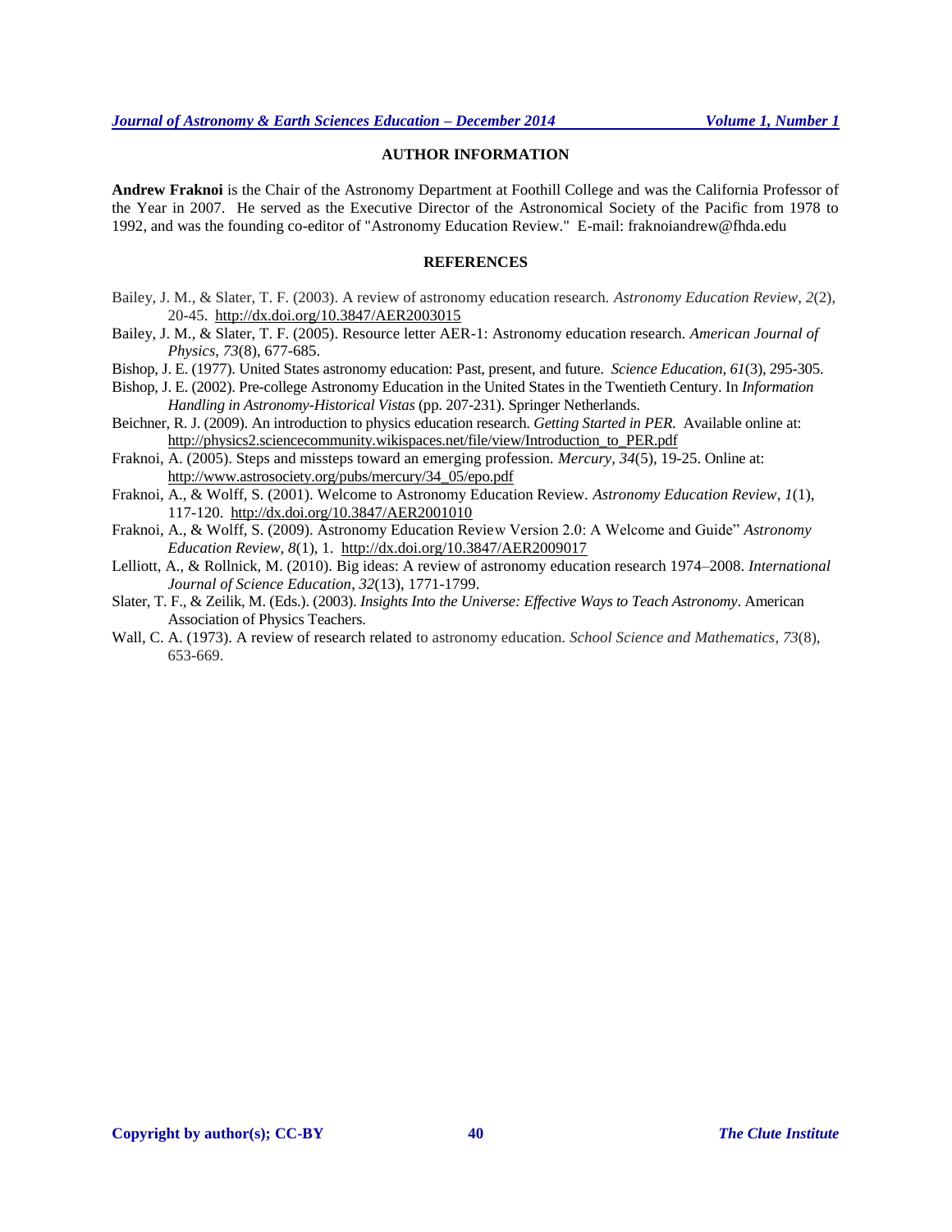## AUTHOR INFORMATION

**Andrew Fraknoi** is the Chair of the Astronomy Department at Foothill College and was the California Professor of the Year in 2007. He served as the Executive Director of the Astronomical Society of the Pacific from 1978 to 1992, and was the founding co-editor of "Astronomy Education Review." E-mail: fraknoiandrew@fhda.edu

## REFERENCES

Bailey, J. M., & Slater, T. F. (2003). A review of astronomy education research. *Astronomy Education Review*, *2*(2), 20-45. http://dx.doi.org/10.3847/AER2003015

Bailey, J. M., & Slater, T. F. (2005). Resource letter AER-1: Astronomy education research. *American Journal of Physics*, *73*(8), 677-685.

Bishop, J. E. (1977). United States astronomy education: Past, present, and future. *Science Education*, *61*(3), 295-305.

Bishop, J. E. (2002). Pre-college Astronomy Education in the United States in the Twentieth Century. In *Information Handling in Astronomy-Historical Vistas* (pp. 207-231). Springer Netherlands.

Beichner, R. J. (2009). An introduction to physics education research. *Getting Started in PER.* Available online at: http://physics2.sciencecommunity.wikispaces.net/file/view/Introduction_to_PER.pdf

Fraknoi, A. (2005). Steps and missteps toward an emerging profession. *Mercury*, *34*(5), 19-25. Online at: http://www.astrosociety.org/pubs/mercury/34_05/epo.pdf

Fraknoi, A., & Wolff, S. (2001). Welcome to Astronomy Education Review. *Astronomy Education Review*, *1*(1), 117-120. http://dx.doi.org/10.3847/AER2001010

Fraknoi, A., & Wolff, S. (2009). Astronomy Education Review Version 2.0: A Welcome and Guide" *Astronomy Education Review, 8*(1), 1. http://dx.doi.org/10.3847/AER2009017

Lelliott, A., & Rollnick, M. (2010). Big ideas: A review of astronomy education research 1974–2008. *International Journal of Science Education*, *32*(13), 1771-1799.

Slater, T. F., & Zeilik, M. (Eds.). (2003). *Insights Into the Universe: Effective Ways to Teach Astronomy*. American Association of Physics Teachers.

Wall, C. A. (1973). A review of research related to astronomy education. *School Science and Mathematics*, *73*(8), 653-669.